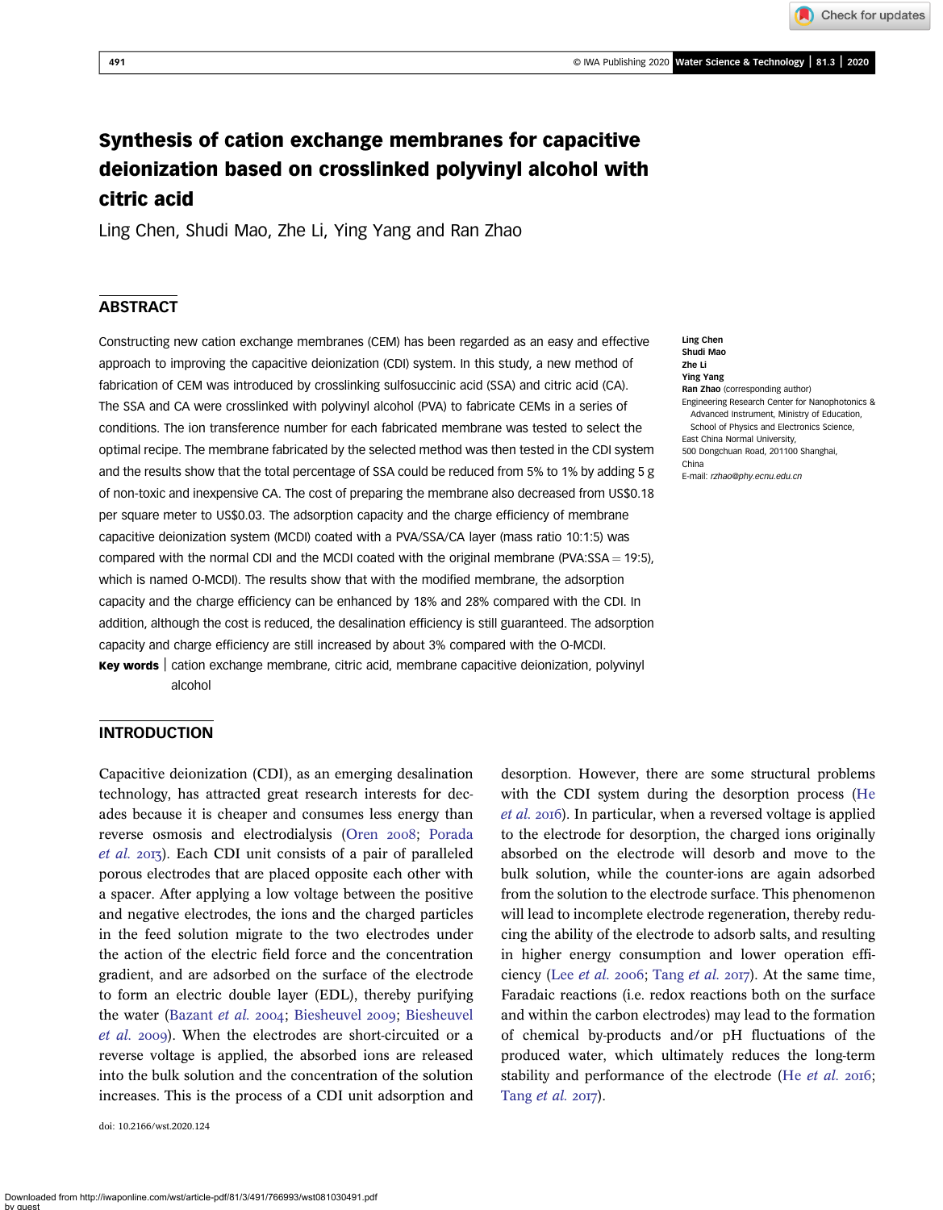# Synthesis of cation exchange membranes for capacitive deionization based on crosslinked polyvinyl alcohol with citric acid

Ling Chen, Shudi Mao, Zhe Li, Ying Yang and Ran Zhao

## ABSTRACT

Constructing new cation exchange membranes (CEM) has been regarded as an easy and effective approach to improving the capacitive deionization (CDI) system. In this study, a new method of fabrication of CEM was introduced by crosslinking sulfosuccinic acid (SSA) and citric acid (CA). The SSA and CA were crosslinked with polyvinyl alcohol (PVA) to fabricate CEMs in a series of conditions. The ion transference number for each fabricated membrane was tested to select the optimal recipe. The membrane fabricated by the selected method was then tested in the CDI system and the results show that the total percentage of SSA could be reduced from 5% to 1% by adding 5 g of non-toxic and inexpensive CA. The cost of preparing the membrane also decreased from US$0.18 per square meter to US$0.03. The adsorption capacity and the charge efficiency of membrane capacitive deionization system (MCDI) coated with a PVA/SSA/CA layer (mass ratio 10:1:5) was compared with the normal CDI and the MCDI coated with the original membrane (PVA:SSA = 19:5), which is named O-MCDI). The results show that with the modified membrane, the adsorption capacity and the charge efficiency can be enhanced by 18% and 28% compared with the CDI. In addition, although the cost is reduced, the desalination efficiency is still guaranteed. The adsorption capacity and charge efficiency are still increased by about 3% compared with the O-MCDI.

**Key words** | cation exchange membrane, citric acid, membrane capacitive deionization, polyvinyl alcohol

**Ling Chen**
**Shudi Mao**
**Zhe Li**
**Ying Yang**
**Ran Zhao** (corresponding author)
Engineering Research Center for Nanophotonics & Advanced Instrument, Ministry of Education, School of Physics and Electronics Science, East China Normal University, 500 Dongchuan Road, 201100 Shanghai, China
E-mail: *rzhao@phy.ecnu.edu.cn*

## INTRODUCTION

Capacitive deionization (CDI), as an emerging desalination technology, has attracted great research interests for decades because it is cheaper and consumes less energy than reverse osmosis and electrodialysis (Oren 2008; Porada *et al.* 2013). Each CDI unit consists of a pair of paralleled porous electrodes that are placed opposite each other with a spacer. After applying a low voltage between the positive and negative electrodes, the ions and the charged particles in the feed solution migrate to the two electrodes under the action of the electric field force and the concentration gradient, and are adsorbed on the surface of the electrode to form an electric double layer (EDL), thereby purifying the water (Bazant *et al.* 2004; Biesheuvel 2009; Biesheuvel *et al.* 2009). When the electrodes are short-circuited or a reverse voltage is applied, the absorbed ions are released into the bulk solution and the concentration of the solution increases. This is the process of a CDI unit adsorption and desorption. However, there are some structural problems with the CDI system during the desorption process (He *et al.* 2016). In particular, when a reversed voltage is applied to the electrode for desorption, the charged ions originally absorbed on the electrode will desorb and move to the bulk solution, while the counter-ions are again adsorbed from the solution to the electrode surface. This phenomenon will lead to incomplete electrode regeneration, thereby reducing the ability of the electrode to adsorb salts, and resulting in higher energy consumption and lower operation efficiency (Lee *et al.* 2006; Tang *et al.* 2017). At the same time, Faradaic reactions (i.e. redox reactions both on the surface and within the carbon electrodes) may lead to the formation of chemical by-products and/or pH fluctuations of the produced water, which ultimately reduces the long-term stability and performance of the electrode (He *et al.* 2016; Tang *et al.* 2017).

doi: 10.2166/wst.2020.124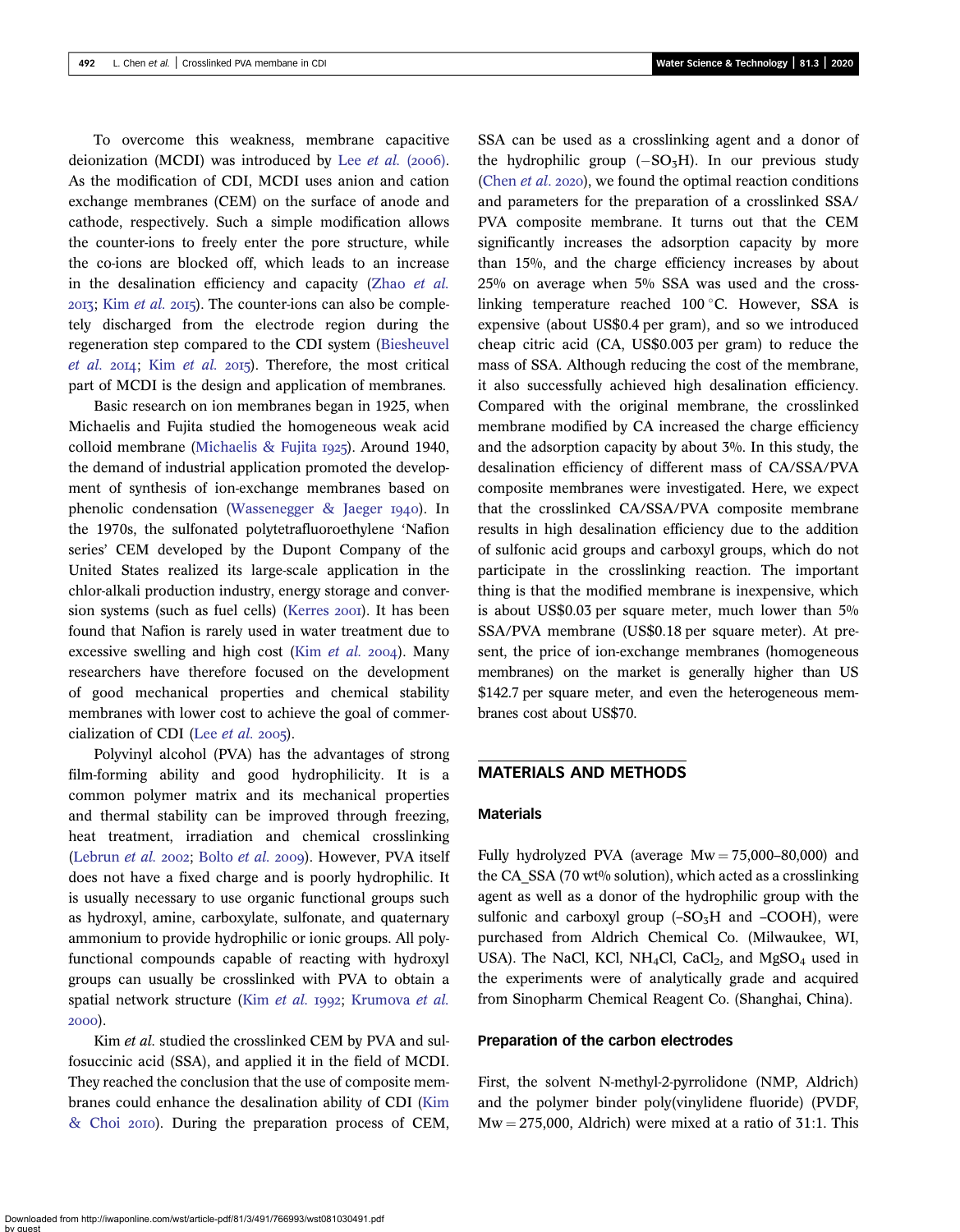To overcome this weakness, membrane capacitive deionization (MCDI) was introduced by Lee *et al.* (2006). As the modification of CDI, MCDI uses anion and cation exchange membranes (CEM) on the surface of anode and cathode, respectively. Such a simple modification allows the counter-ions to freely enter the pore structure, while the co-ions are blocked off, which leads to an increase in the desalination efficiency and capacity (Zhao *et al.* 2013; Kim *et al.* 2015). The counter-ions can also be completely discharged from the electrode region during the regeneration step compared to the CDI system (Biesheuvel *et al.* 2014; Kim *et al.* 2015). Therefore, the most critical part of MCDI is the design and application of membranes.

Basic research on ion membranes began in 1925, when Michaelis and Fujita studied the homogeneous weak acid colloid membrane (Michaelis & Fujita 1925). Around 1940, the demand of industrial application promoted the development of synthesis of ion-exchange membranes based on phenolic condensation (Wassenegger & Jaeger 1940). In the 1970s, the sulfonated polytetrafluoroethylene 'Nafion series' CEM developed by the Dupont Company of the United States realized its large-scale application in the chlor-alkali production industry, energy storage and conversion systems (such as fuel cells) (Kerres 2001). It has been found that Nafion is rarely used in water treatment due to excessive swelling and high cost (Kim *et al.* 2004). Many researchers have therefore focused on the development of good mechanical properties and chemical stability membranes with lower cost to achieve the goal of commercialization of CDI (Lee *et al.* 2005).

Polyvinyl alcohol (PVA) has the advantages of strong film-forming ability and good hydrophilicity. It is a common polymer matrix and its mechanical properties and thermal stability can be improved through freezing, heat treatment, irradiation and chemical crosslinking (Lebrun *et al.* 2002; Bolto *et al.* 2009). However, PVA itself does not have a fixed charge and is poorly hydrophilic. It is usually necessary to use organic functional groups such as hydroxyl, amine, carboxylate, sulfonate, and quaternary ammonium to provide hydrophilic or ionic groups. All polyfunctional compounds capable of reacting with hydroxyl groups can usually be crosslinked with PVA to obtain a spatial network structure (Kim *et al.* 1992; Krumova *et al.* 2000).

Kim *et al.* studied the crosslinked CEM by PVA and sulfosuccinic acid (SSA), and applied it in the field of MCDI. They reached the conclusion that the use of composite membranes could enhance the desalination ability of CDI (Kim & Choi 2010). During the preparation process of CEM, SSA can be used as a crosslinking agent and a donor of the hydrophilic group ($-SO_3H$). In our previous study (Chen *et al.* 2020), we found the optimal reaction conditions and parameters for the preparation of a crosslinked SSA/PVA composite membrane. It turns out that the CEM significantly increases the adsorption capacity by more than 15%, and the charge efficiency increases by about 25% on average when 5% SSA was used and the crosslinking temperature reached 100 °C. However, SSA is expensive (about US$0.4 per gram), and so we introduced cheap citric acid (CA, US$0.003 per gram) to reduce the mass of SSA. Although reducing the cost of the membrane, it also successfully achieved high desalination efficiency. Compared with the original membrane, the crosslinked membrane modified by CA increased the charge efficiency and the adsorption capacity by about 3%. In this study, the desalination efficiency of different mass of CA/SSA/PVA composite membranes were investigated. Here, we expect that the crosslinked CA/SSA/PVA composite membrane results in high desalination efficiency due to the addition of sulfonic acid groups and carboxyl groups, which do not participate in the crosslinking reaction. The important thing is that the modified membrane is inexpensive, which is about US$0.03 per square meter, much lower than 5% SSA/PVA membrane (US$0.18 per square meter). At present, the price of ion-exchange membranes (homogeneous membranes) on the market is generally higher than US $142.7 per square meter, and even the heterogeneous membranes cost about US$70.

## MATERIALS AND METHODS

### Materials

Fully hydrolyzed PVA (average Mw = 75,000–80,000) and the CA_SSA (70 wt% solution), which acted as a crosslinking agent as well as a donor of the hydrophilic group with the sulfonic and carboxyl group ($-SO_3H$ and $-COOH$), were purchased from Aldrich Chemical Co. (Milwaukee, WI, USA). The NaCl, KCl, $NH_4Cl$, $CaCl_2$, and $MgSO_4$ used in the experiments were of analytically grade and acquired from Sinopharm Chemical Reagent Co. (Shanghai, China).

### Preparation of the carbon electrodes

First, the solvent N-methyl-2-pyrrolidone (NMP, Aldrich) and the polymer binder poly(vinylidene fluoride) (PVDF, Mw = 275,000, Aldrich) were mixed at a ratio of 31:1. This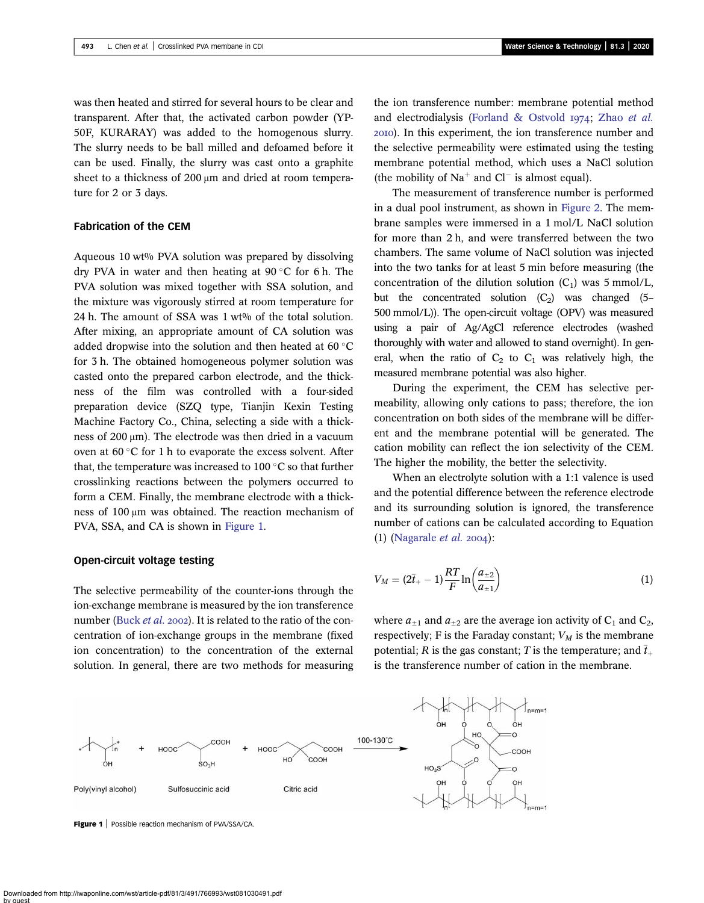was then heated and stirred for several hours to be clear and transparent. After that, the activated carbon powder (YP-50F, KURARAY) was added to the homogenous slurry. The slurry needs to be ball milled and defoamed before it can be used. Finally, the slurry was cast onto a graphite sheet to a thickness of 200 μm and dried at room temperature for 2 or 3 days.

### Fabrication of the CEM

Aqueous 10 wt% PVA solution was prepared by dissolving dry PVA in water and then heating at 90 °C for 6 h. The PVA solution was mixed together with SSA solution, and the mixture was vigorously stirred at room temperature for 24 h. The amount of SSA was 1 wt% of the total solution. After mixing, an appropriate amount of CA solution was added dropwise into the solution and then heated at 60 °C for 3 h. The obtained homogeneous polymer solution was casted onto the prepared carbon electrode, and the thickness of the film was controlled with a four-sided preparation device (SZQ type, Tianjin Kexin Testing Machine Factory Co., China, selecting a side with a thickness of 200 μm). The electrode was then dried in a vacuum oven at 60 °C for 1 h to evaporate the excess solvent. After that, the temperature was increased to 100 °C so that further crosslinking reactions between the polymers occurred to form a CEM. Finally, the membrane electrode with a thickness of 100 μm was obtained. The reaction mechanism of PVA, SSA, and CA is shown in Figure 1.

### Open-circuit voltage testing

The selective permeability of the counter-ions through the ion-exchange membrane is measured by the ion transference number (Buck *et al.* 2002). It is related to the ratio of the concentration of ion-exchange groups in the membrane (fixed ion concentration) to the concentration of the external solution. In general, there are two methods for measuring the ion transference number: membrane potential method and electrodialysis (Forland & Ostvold 1974; Zhao *et al.* 2010). In this experiment, the ion transference number and the selective permeability were estimated using the testing membrane potential method, which uses a NaCl solution (the mobility of $Na^+$ and $Cl^-$ is almost equal).

The measurement of transference number is performed in a dual pool instrument, as shown in Figure 2. The membrane samples were immersed in a 1 mol/L NaCl solution for more than 2 h, and were transferred between the two chambers. The same volume of NaCl solution was injected into the two tanks for at least 5 min before measuring (the concentration of the dilution solution ($C_1$) was 5 mmol/L, but the concentrated solution ($C_2$) was changed (5–500 mmol/L)). The open-circuit voltage (OPV) was measured using a pair of Ag/AgCl reference electrodes (washed thoroughly with water and allowed to stand overnight). In general, when the ratio of $C_2$ to $C_1$ was relatively high, the measured membrane potential was also higher.

During the experiment, the CEM has selective permeability, allowing only cations to pass; therefore, the ion concentration on both sides of the membrane will be different and the membrane potential will be generated. The cation mobility can reflect the ion selectivity of the CEM. The higher the mobility, the better the selectivity.

When an electrolyte solution with a 1:1 valence is used and the potential difference between the reference electrode and its surrounding solution is ignored, the transference number of cations can be calculated according to Equation (1) (Nagarale *et al.* 2004):

$$V_M = (2\bar{t}_+ - 1)\frac{RT}{F}\ln\left(\frac{a_{\pm 2}}{a_{\pm 1}}\right) \tag{1}$$

where $a_{\pm 1}$ and $a_{\pm 2}$ are the average ion activity of $C_1$ and $C_2$, respectively; F is the Faraday constant; $V_M$ is the membrane potential; $R$ is the gas constant; $T$ is the temperature; and $\bar{t}_+$ is the transference number of cation in the membrane.

**Figure 1** | Possible reaction mechanism of PVA/SSA/CA.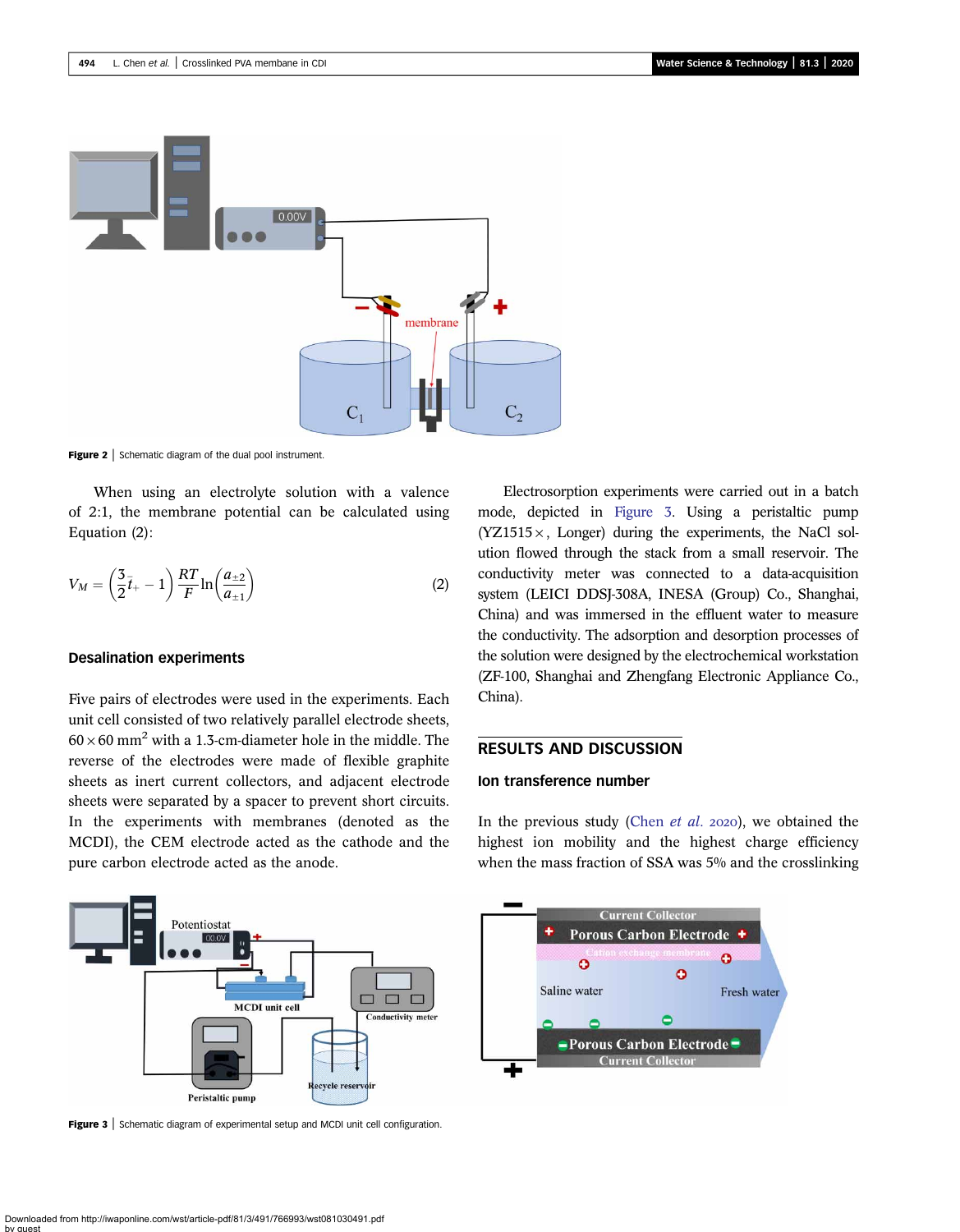Figure 2 | Schematic diagram of the dual pool instrument.

When using an electrolyte solution with a valence of 2:1, the membrane potential can be calculated using Equation (2):

$$V_M = \left(\frac{3}{2}\bar{t}_+ - 1\right)\frac{RT}{F}\ln\left(\frac{a_{\pm 2}}{a_{\pm 1}}\right) \tag{2}$$

### Desalination experiments

Five pairs of electrodes were used in the experiments. Each unit cell consisted of two relatively parallel electrode sheets, $60 \times 60$ mm$^2$ with a 1.3-cm-diameter hole in the middle. The reverse of the electrodes were made of flexible graphite sheets as inert current collectors, and adjacent electrode sheets were separated by a spacer to prevent short circuits. In the experiments with membranes (denoted as the MCDI), the CEM electrode acted as the cathode and the pure carbon electrode acted as the anode.

Electrosorption experiments were carried out in a batch mode, depicted in Figure 3. Using a peristaltic pump (YZ1515×, Longer) during the experiments, the NaCl solution flowed through the stack from a small reservoir. The conductivity meter was connected to a data-acquisition system (LEICI DDSJ-308A, INESA (Group) Co., Shanghai, China) and was immersed in the effluent water to measure the conductivity. The adsorption and desorption processes of the solution were designed by the electrochemical workstation (ZF-100, Shanghai and Zhengfang Electronic Appliance Co., China).

Figure 3 | Schematic diagram of experimental setup and MCDI unit cell configuration.

## RESULTS AND DISCUSSION

### Ion transference number

In the previous study (Chen *et al.* 2020), we obtained the highest ion mobility and the highest charge efficiency when the mass fraction of SSA was 5% and the crosslinking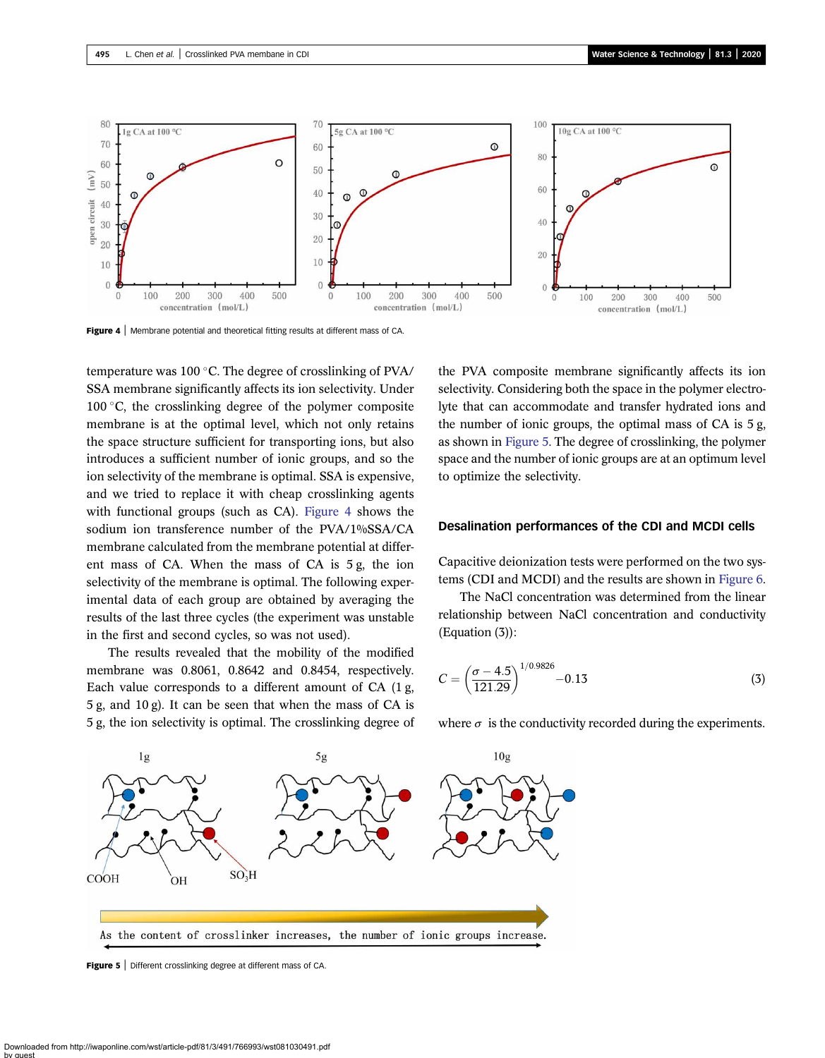Figure 4 | Membrane potential and theoretical fitting results at different mass of CA.

temperature was 100 °C. The degree of crosslinking of PVA/SSA membrane significantly affects its ion selectivity. Under 100 °C, the crosslinking degree of the polymer composite membrane is at the optimal level, which not only retains the space structure sufficient for transporting ions, but also introduces a sufficient number of ionic groups, and so the ion selectivity of the membrane is optimal. SSA is expensive, and we tried to replace it with cheap crosslinking agents with functional groups (such as CA). Figure 4 shows the sodium ion transference number of the PVA/1%SSA/CA membrane calculated from the membrane potential at different mass of CA. When the mass of CA is 5 g, the ion selectivity of the membrane is optimal. The following experimental data of each group are obtained by averaging the results of the last three cycles (the experiment was unstable in the first and second cycles, so was not used).

The results revealed that the mobility of the modified membrane was 0.8061, 0.8642 and 0.8454, respectively. Each value corresponds to a different amount of CA (1 g, 5 g, and 10 g). It can be seen that when the mass of CA is 5 g, the ion selectivity is optimal. The crosslinking degree of the PVA composite membrane significantly affects its ion selectivity. Considering both the space in the polymer electrolyte that can accommodate and transfer hydrated ions and the number of ionic groups, the optimal mass of CA is 5 g, as shown in Figure 5. The degree of crosslinking, the polymer space and the number of ionic groups are at an optimum level to optimize the selectivity.

## Desalination performances of the CDI and MCDI cells

Capacitive deionization tests were performed on the two systems (CDI and MCDI) and the results are shown in Figure 6.

The NaCl concentration was determined from the linear relationship between NaCl concentration and conductivity (Equation (3)):

$$C = \left(\frac{\sigma - 4.5}{121.29}\right)^{1/0.9826} - 0.13 \tag{3}$$

where $\sigma$ is the conductivity recorded during the experiments.

Figure 5 | Different crosslinking degree at different mass of CA.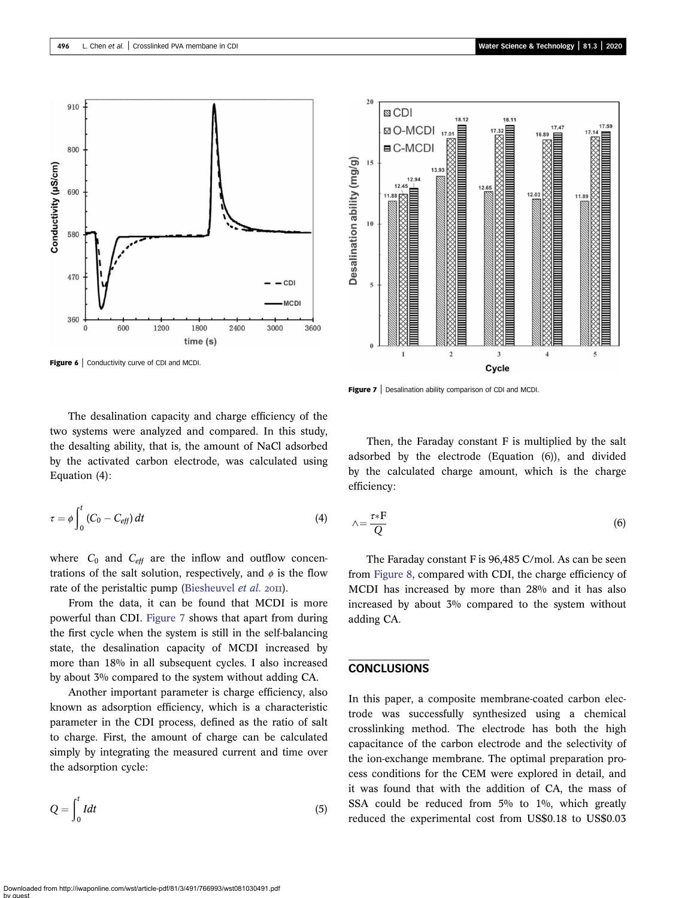Figure 6 | Conductivity curve of CDI and MCDI.

Figure 7 | Desalination ability comparison of CDI and MCDI.

The desalination capacity and charge efficiency of the two systems were analyzed and compared. In this study, the desalting ability, that is, the amount of NaCl adsorbed by the activated carbon electrode, was calculated using Equation (4):

$$\tau = \phi \int_0^t (C_0 - C_{eff})\, dt \tag{4}$$

where $C_0$ and $C_{eff}$ are the inflow and outflow concentrations of the salt solution, respectively, and $\phi$ is the flow rate of the peristaltic pump (Biesheuvel *et al.* 2011).

From the data, it can be found that MCDI is more powerful than CDI. Figure 7 shows that apart from during the first cycle when the system is still in the self-balancing state, the desalination capacity of MCDI increased by more than 18% in all subsequent cycles. I also increased by about 3% compared to the system without adding CA.

Another important parameter is charge efficiency, also known as adsorption efficiency, which is a characteristic parameter in the CDI process, defined as the ratio of salt to charge. First, the amount of charge can be calculated simply by integrating the measured current and time over the adsorption cycle:

$$Q = \int_0^t I dt \tag{5}$$

Then, the Faraday constant F is multiplied by the salt adsorbed by the electrode (Equation (6)), and divided by the calculated charge amount, which is the charge efficiency:

$$\wedge = \frac{\tau * \mathrm{F}}{Q} \tag{6}$$

The Faraday constant F is 96,485 C/mol. As can be seen from Figure 8, compared with CDI, the charge efficiency of MCDI has increased by more than 28% and it has also increased by about 3% compared to the system without adding CA.

## CONCLUSIONS

In this paper, a composite membrane-coated carbon electrode was successfully synthesized using a chemical crosslinking method. The electrode has both the high capacitance of the carbon electrode and the selectivity of the ion-exchange membrane. The optimal preparation process conditions for the CEM were explored in detail, and it was found that with the addition of CA, the mass of SSA could be reduced from 5% to 1%, which greatly reduced the experimental cost from US$0.18 to US$0.03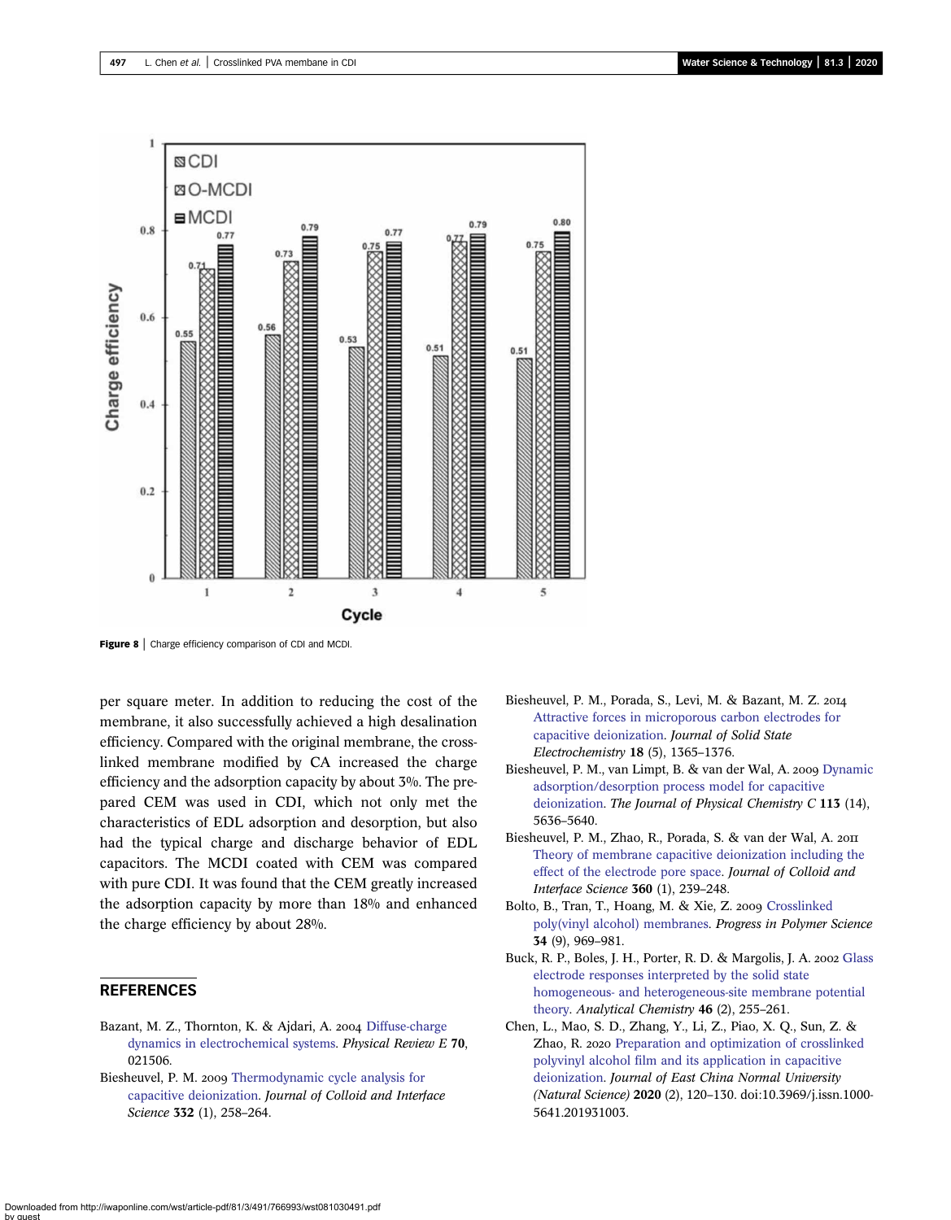Figure 8 | Charge efficiency comparison of CDI and MCDI.

per square meter. In addition to reducing the cost of the membrane, it also successfully achieved a high desalination efficiency. Compared with the original membrane, the crosslinked membrane modified by CA increased the charge efficiency and the adsorption capacity by about 3%. The prepared CEM was used in CDI, which not only met the characteristics of EDL adsorption and desorption, but also had the typical charge and discharge behavior of EDL capacitors. The MCDI coated with CEM was compared with pure CDI. It was found that the CEM greatly increased the adsorption capacity by more than 18% and enhanced the charge efficiency by about 28%.

## REFERENCES

Bazant, M. Z., Thornton, K. & Ajdari, A. 2004 Diffuse-charge dynamics in electrochemical systems. *Physical Review E* **70**, 021506.

Biesheuvel, P. M. 2009 Thermodynamic cycle analysis for capacitive deionization. *Journal of Colloid and Interface Science* **332** (1), 258–264.

Biesheuvel, P. M., Porada, S., Levi, M. & Bazant, M. Z. 2014 Attractive forces in microporous carbon electrodes for capacitive deionization. *Journal of Solid State Electrochemistry* **18** (5), 1365–1376.

Biesheuvel, P. M., van Limpt, B. & van der Wal, A. 2009 Dynamic adsorption/desorption process model for capacitive deionization. *The Journal of Physical Chemistry C* **113** (14), 5636–5640.

Biesheuvel, P. M., Zhao, R., Porada, S. & van der Wal, A. 2011 Theory of membrane capacitive deionization including the effect of the electrode pore space. *Journal of Colloid and Interface Science* **360** (1), 239–248.

Bolto, B., Tran, T., Hoang, M. & Xie, Z. 2009 Crosslinked poly(vinyl alcohol) membranes. *Progress in Polymer Science* **34** (9), 969–981.

Buck, R. P., Boles, J. H., Porter, R. D. & Margolis, J. A. 2002 Glass electrode responses interpreted by the solid state homogeneous- and heterogeneous-site membrane potential theory. *Analytical Chemistry* **46** (2), 255–261.

Chen, L., Mao, S. D., Zhang, Y., Li, Z., Piao, X. Q., Sun, Z. & Zhao, R. 2020 Preparation and optimization of crosslinked polyvinyl alcohol film and its application in capacitive deionization. *Journal of East China Normal University (Natural Science)* **2020** (2), 120–130. doi:10.3969/j.issn.1000-5641.201931003.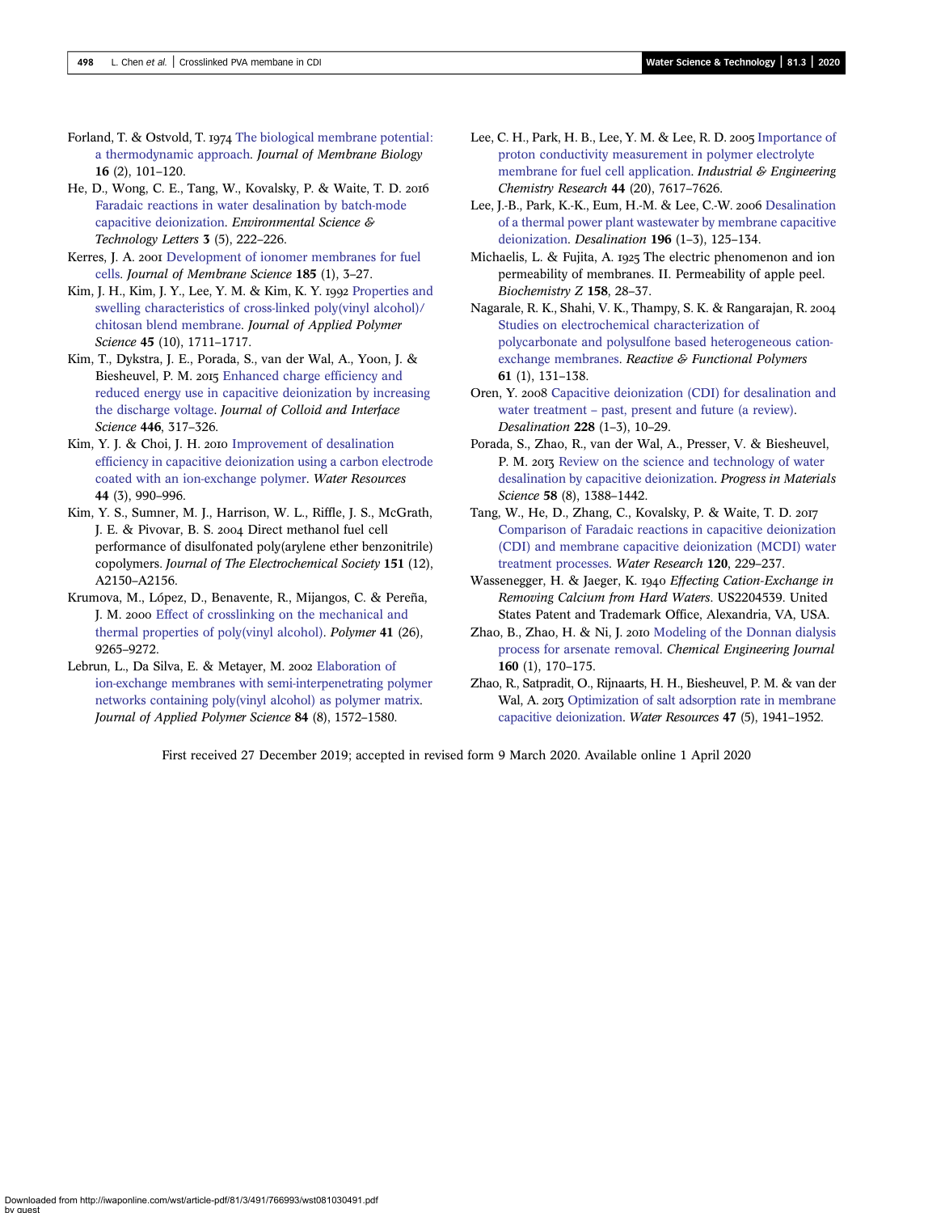Forland, T. & Ostvold, T. 1974 The biological membrane potential: a thermodynamic approach. *Journal of Membrane Biology* **16** (2), 101–120.

He, D., Wong, C. E., Tang, W., Kovalsky, P. & Waite, T. D. 2016 Faradaic reactions in water desalination by batch-mode capacitive deionization. *Environmental Science & Technology Letters* **3** (5), 222–226.

Kerres, J. A. 2001 Development of ionomer membranes for fuel cells. *Journal of Membrane Science* **185** (1), 3–27.

Kim, J. H., Kim, J. Y., Lee, Y. M. & Kim, K. Y. 1992 Properties and swelling characteristics of cross-linked poly(vinyl alcohol)/chitosan blend membrane. *Journal of Applied Polymer Science* **45** (10), 1711–1717.

Kim, T., Dykstra, J. E., Porada, S., van der Wal, A., Yoon, J. & Biesheuvel, P. M. 2015 Enhanced charge efficiency and reduced energy use in capacitive deionization by increasing the discharge voltage. *Journal of Colloid and Interface Science* **446**, 317–326.

Kim, Y. J. & Choi, J. H. 2010 Improvement of desalination efficiency in capacitive deionization using a carbon electrode coated with an ion-exchange polymer. *Water Resources* **44** (3), 990–996.

Kim, Y. S., Sumner, M. J., Harrison, W. L., Riffle, J. S., McGrath, J. E. & Pivovar, B. S. 2004 Direct methanol fuel cell performance of disulfonated poly(arylene ether benzonitrile) copolymers. *Journal of The Electrochemical Society* **151** (12), A2150–A2156.

Krumova, M., López, D., Benavente, R., Mijangos, C. & Pereña, J. M. 2000 Effect of crosslinking on the mechanical and thermal properties of poly(vinyl alcohol). *Polymer* **41** (26), 9265–9272.

Lebrun, L., Da Silva, E. & Metayer, M. 2002 Elaboration of ion-exchange membranes with semi-interpenetrating polymer networks containing poly(vinyl alcohol) as polymer matrix. *Journal of Applied Polymer Science* **84** (8), 1572–1580.

Lee, C. H., Park, H. B., Lee, Y. M. & Lee, R. D. 2005 Importance of proton conductivity measurement in polymer electrolyte membrane for fuel cell application. *Industrial & Engineering Chemistry Research* **44** (20), 7617–7626.

Lee, J.-B., Park, K.-K., Eum, H.-M. & Lee, C.-W. 2006 Desalination of a thermal power plant wastewater by membrane capacitive deionization. *Desalination* **196** (1–3), 125–134.

Michaelis, L. & Fujita, A. 1925 The electric phenomenon and ion permeability of membranes. II. Permeability of apple peel. *Biochemistry Z* **158**, 28–37.

Nagarale, R. K., Shahi, V. K., Thampy, S. K. & Rangarajan, R. 2004 Studies on electrochemical characterization of polycarbonate and polysulfone based heterogeneous cation-exchange membranes. *Reactive & Functional Polymers* **61** (1), 131–138.

Oren, Y. 2008 Capacitive deionization (CDI) for desalination and water treatment – past, present and future (a review). *Desalination* **228** (1–3), 10–29.

Porada, S., Zhao, R., van der Wal, A., Presser, V. & Biesheuvel, P. M. 2013 Review on the science and technology of water desalination by capacitive deionization. *Progress in Materials Science* **58** (8), 1388–1442.

Tang, W., He, D., Zhang, C., Kovalsky, P. & Waite, T. D. 2017 Comparison of Faradaic reactions in capacitive deionization (CDI) and membrane capacitive deionization (MCDI) water treatment processes. *Water Research* **120**, 229–237.

Wassenegger, H. & Jaeger, K. 1940 *Effecting Cation-Exchange in Removing Calcium from Hard Waters*. US2204539. United States Patent and Trademark Office, Alexandria, VA, USA.

Zhao, B., Zhao, H. & Ni, J. 2010 Modeling of the Donnan dialysis process for arsenate removal. *Chemical Engineering Journal* **160** (1), 170–175.

Zhao, R., Satpradit, O., Rijnaarts, H. H., Biesheuvel, P. M. & van der Wal, A. 2013 Optimization of salt adsorption rate in membrane capacitive deionization. *Water Resources* **47** (5), 1941–1952.

First received 27 December 2019; accepted in revised form 9 March 2020. Available online 1 April 2020